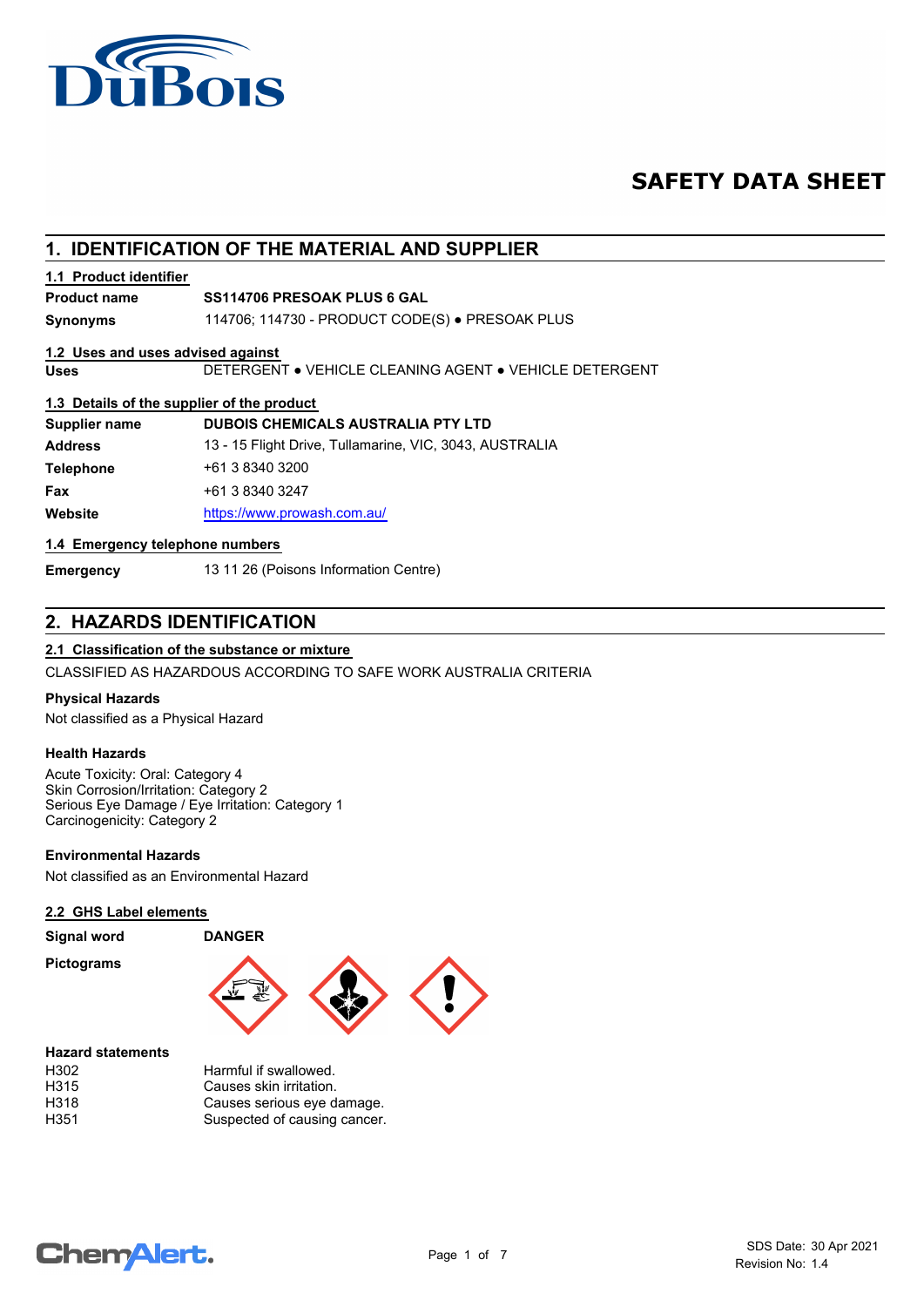# SAFETY DATA SHEET

## 1. IDENTIFICATION OF THE MATERIAL AND SUPPLIER

### 1.1 Product identifier

| | |
|---|---|
| **Product name** | **SS114706 PRESOAK PLUS 6 GAL** |
| **Synonyms** | 114706; 114730 - PRODUCT CODE(S) ● PRESOAK PLUS |

### 1.2 Uses and uses advised against

| | |
|---|---|
| **Uses** | DETERGENT ● VEHICLE CLEANING AGENT ● VEHICLE DETERGENT |

### 1.3 Details of the supplier of the product

| | |
|---|---|
| **Supplier name** | **DUBOIS CHEMICALS AUSTRALIA PTY LTD** |
| **Address** | 13 - 15 Flight Drive, Tullamarine, VIC, 3043, AUSTRALIA |
| **Telephone** | +61 3 8340 3200 |
| **Fax** | +61 3 8340 3247 |
| **Website** | https://www.prowash.com.au/ |

### 1.4 Emergency telephone numbers

| | |
|---|---|
| **Emergency** | 13 11 26 (Poisons Information Centre) |

## 2. HAZARDS IDENTIFICATION

### 2.1 Classification of the substance or mixture

CLASSIFIED AS HAZARDOUS ACCORDING TO SAFE WORK AUSTRALIA CRITERIA

**Physical Hazards**

Not classified as a Physical Hazard

**Health Hazards**

Acute Toxicity: Oral: Category 4
Skin Corrosion/Irritation: Category 2
Serious Eye Damage / Eye Irritation: Category 1
Carcinogenicity: Category 2

**Environmental Hazards**

Not classified as an Environmental Hazard

### 2.2 GHS Label elements

| | |
|---|---|
| **Signal word** | **DANGER** |
| **Pictograms** | |

**Hazard statements**

| | |
|---|---|
| H302 | Harmful if swallowed. |
| H315 | Causes skin irritation. |
| H318 | Causes serious eye damage. |
| H351 | Suspected of causing cancer. |

SDS Date: 30 Apr 2021
Revision No: 1.4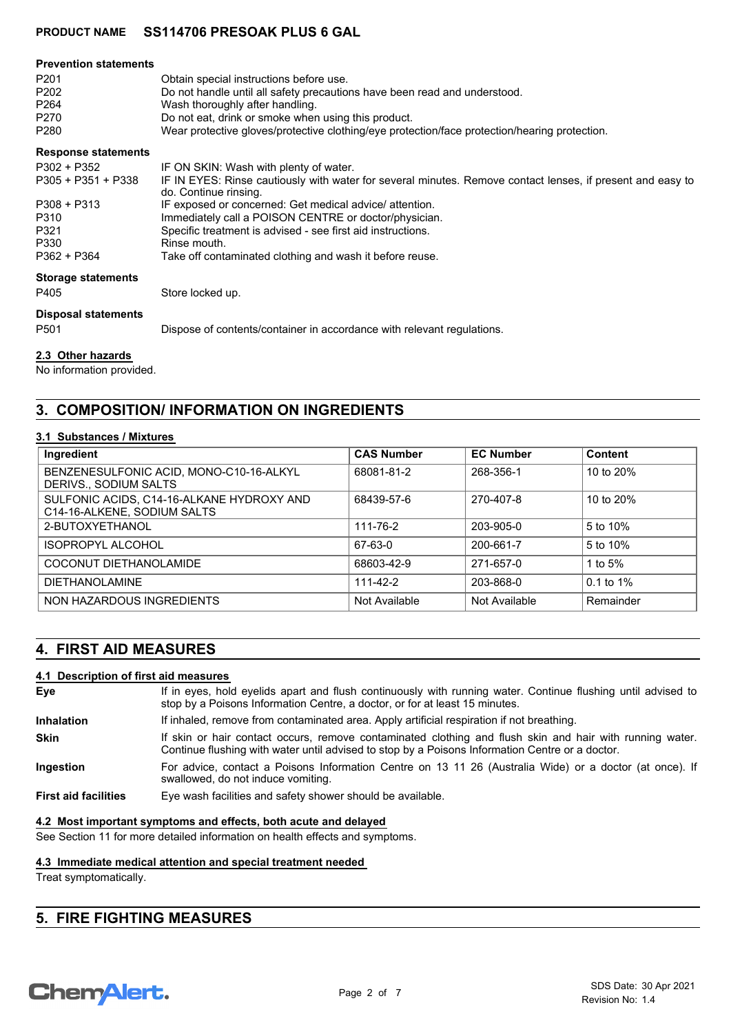#### Prevention statements

| | |
|---|---|
| P201 | Obtain special instructions before use. |
| P202 | Do not handle until all safety precautions have been read and understood. |
| P264 | Wash thoroughly after handling. |
| P270 | Do not eat, drink or smoke when using this product. |
| P280 | Wear protective gloves/protective clothing/eye protection/face protection/hearing protection. |

#### Response statements

| | |
|---|---|
| P302 + P352 | IF ON SKIN: Wash with plenty of water. |
| P305 + P351 + P338 | IF IN EYES: Rinse cautiously with water for several minutes. Remove contact lenses, if present and easy to do. Continue rinsing. |
| P308 + P313 | IF exposed or concerned: Get medical advice/ attention. |
| P310 | Immediately call a POISON CENTRE or doctor/physician. |
| P321 | Specific treatment is advised - see first aid instructions. |
| P330 | Rinse mouth. |
| P362 + P364 | Take off contaminated clothing and wash it before reuse. |

#### Storage statements

| | |
|---|---|
| P405 | Store locked up. |

#### Disposal statements

| | |
|---|---|
| P501 | Dispose of contents/container in accordance with relevant regulations. |

### 2.3 Other hazards

No information provided.

## 3. COMPOSITION/ INFORMATION ON INGREDIENTS

### 3.1 Substances / Mixtures

| Ingredient | CAS Number | EC Number | Content |
|---|---|---|---|
| BENZENESULFONIC ACID, MONO-C10-16-ALKYL DERIVS., SODIUM SALTS | 68081-81-2 | 268-356-1 | 10 to 20% |
| SULFONIC ACIDS, C14-16-ALKANE HYDROXY AND C14-16-ALKENE, SODIUM SALTS | 68439-57-6 | 270-407-8 | 10 to 20% |
| 2-BUTOXYETHANOL | 111-76-2 | 203-905-0 | 5 to 10% |
| ISOPROPYL ALCOHOL | 67-63-0 | 200-661-7 | 5 to 10% |
| COCONUT DIETHANOLAMIDE | 68603-42-9 | 271-657-0 | 1 to 5% |
| DIETHANOLAMINE | 111-42-2 | 203-868-0 | 0.1 to 1% |
| NON HAZARDOUS INGREDIENTS | Not Available | Not Available | Remainder |

## 4. FIRST AID MEASURES

### 4.1 Description of first aid measures

| | |
|---|---|
| **Eye** | If in eyes, hold eyelids apart and flush continuously with running water. Continue flushing until advised to stop by a Poisons Information Centre, a doctor, or for at least 15 minutes. |
| **Inhalation** | If inhaled, remove from contaminated area. Apply artificial respiration if not breathing. |
| **Skin** | If skin or hair contact occurs, remove contaminated clothing and flush skin and hair with running water. Continue flushing with water until advised to stop by a Poisons Information Centre or a doctor. |
| **Ingestion** | For advice, contact a Poisons Information Centre on 13 11 26 (Australia Wide) or a doctor (at once). If swallowed, do not induce vomiting. |
| **First aid facilities** | Eye wash facilities and safety shower should be available. |

### 4.2 Most important symptoms and effects, both acute and delayed

See Section 11 for more detailed information on health effects and symptoms.

### 4.3 Immediate medical attention and special treatment needed

Treat symptomatically.

## 5. FIRE FIGHTING MEASURES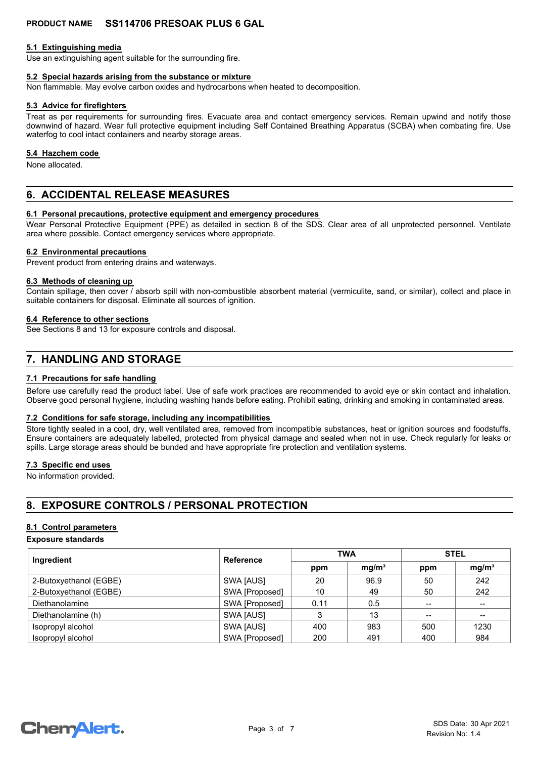### 5.1 Extinguishing media

Use an extinguishing agent suitable for the surrounding fire.

### 5.2 Special hazards arising from the substance or mixture

Non flammable. May evolve carbon oxides and hydrocarbons when heated to decomposition.

### 5.3 Advice for firefighters

Treat as per requirements for surrounding fires. Evacuate area and contact emergency services. Remain upwind and notify those downwind of hazard. Wear full protective equipment including Self Contained Breathing Apparatus (SCBA) when combating fire. Use waterfog to cool intact containers and nearby storage areas.

### 5.4 Hazchem code

None allocated.

## 6. ACCIDENTAL RELEASE MEASURES

### 6.1 Personal precautions, protective equipment and emergency procedures

Wear Personal Protective Equipment (PPE) as detailed in section 8 of the SDS. Clear area of all unprotected personnel. Ventilate area where possible. Contact emergency services where appropriate.

### 6.2 Environmental precautions

Prevent product from entering drains and waterways.

### 6.3 Methods of cleaning up

Contain spillage, then cover / absorb spill with non-combustible absorbent material (vermiculite, sand, or similar), collect and place in suitable containers for disposal. Eliminate all sources of ignition.

### 6.4 Reference to other sections

See Sections 8 and 13 for exposure controls and disposal.

## 7. HANDLING AND STORAGE

### 7.1 Precautions for safe handling

Before use carefully read the product label. Use of safe work practices are recommended to avoid eye or skin contact and inhalation. Observe good personal hygiene, including washing hands before eating. Prohibit eating, drinking and smoking in contaminated areas.

### 7.2 Conditions for safe storage, including any incompatibilities

Store tightly sealed in a cool, dry, well ventilated area, removed from incompatible substances, heat or ignition sources and foodstuffs. Ensure containers are adequately labelled, protected from physical damage and sealed when not in use. Check regularly for leaks or spills. Large storage areas should be bunded and have appropriate fire protection and ventilation systems.

### 7.3 Specific end uses

No information provided.

## 8. EXPOSURE CONTROLS / PERSONAL PROTECTION

### 8.1 Control parameters

**Exposure standards**

| Ingredient | Reference | TWA | | STEL | |
|---|---|---|---|---|---|
| | | ppm | mg/m³ | ppm | mg/m³ |
| 2-Butoxyethanol (EGBE) | SWA [AUS] | 20 | 96.9 | 50 | 242 |
| 2-Butoxyethanol (EGBE) | SWA [Proposed] | 10 | 49 | 50 | 242 |
| Diethanolamine | SWA [Proposed] | 0.11 | 0.5 | -- | -- |
| Diethanolamine (h) | SWA [AUS] | 3 | 13 | -- | -- |
| Isopropyl alcohol | SWA [AUS] | 400 | 983 | 500 | 1230 |
| Isopropyl alcohol | SWA [Proposed] | 200 | 491 | 400 | 984 |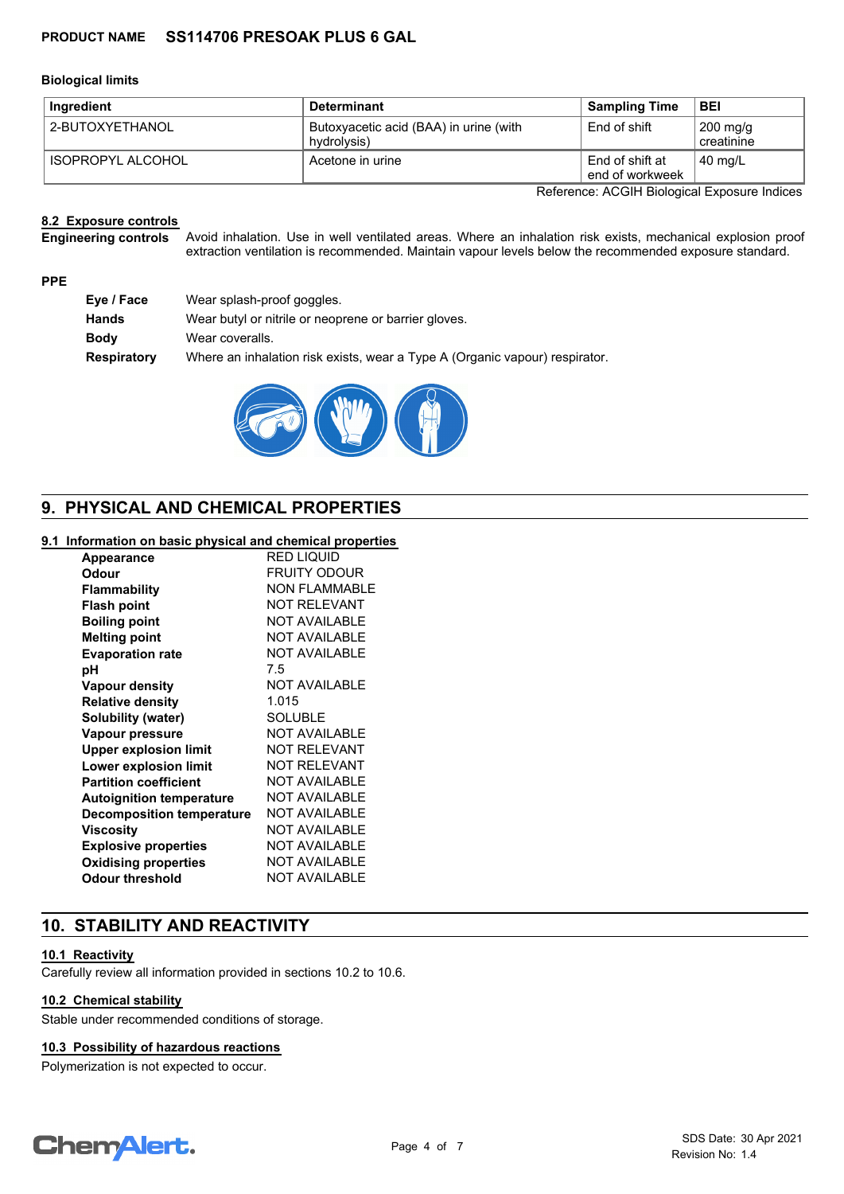**Biological limits**

| Ingredient | Determinant | Sampling Time | BEI |
|---|---|---|---|
| 2-BUTOXYETHANOL | Butoxyacetic acid (BAA) in urine (with hydrolysis) | End of shift | 200 mg/g creatinine |
| ISOPROPYL ALCOHOL | Acetone in urine | End of shift at end of workweek | 40 mg/L |

Reference: ACGIH Biological Exposure Indices

### 8.2 Exposure controls

**Engineering controls** Avoid inhalation. Use in well ventilated areas. Where an inhalation risk exists, mechanical explosion proof extraction ventilation is recommended. Maintain vapour levels below the recommended exposure standard.

**PPE**

- **Eye / Face** Wear splash-proof goggles.
- **Hands** Wear butyl or nitrile or neoprene or barrier gloves.
- **Body** Wear coveralls.
- **Respiratory** Where an inhalation risk exists, wear a Type A (Organic vapour) respirator.

## 9. PHYSICAL AND CHEMICAL PROPERTIES

### 9.1 Information on basic physical and chemical properties

| | |
|---|---|
| **Appearance** | RED LIQUID |
| **Odour** | FRUITY ODOUR |
| **Flammability** | NON FLAMMABLE |
| **Flash point** | NOT RELEVANT |
| **Boiling point** | NOT AVAILABLE |
| **Melting point** | NOT AVAILABLE |
| **Evaporation rate** | NOT AVAILABLE |
| **pH** | 7.5 |
| **Vapour density** | NOT AVAILABLE |
| **Relative density** | 1.015 |
| **Solubility (water)** | SOLUBLE |
| **Vapour pressure** | NOT AVAILABLE |
| **Upper explosion limit** | NOT RELEVANT |
| **Lower explosion limit** | NOT RELEVANT |
| **Partition coefficient** | NOT AVAILABLE |
| **Autoignition temperature** | NOT AVAILABLE |
| **Decomposition temperature** | NOT AVAILABLE |
| **Viscosity** | NOT AVAILABLE |
| **Explosive properties** | NOT AVAILABLE |
| **Oxidising properties** | NOT AVAILABLE |
| **Odour threshold** | NOT AVAILABLE |

## 10. STABILITY AND REACTIVITY

### 10.1 Reactivity

Carefully review all information provided in sections 10.2 to 10.6.

### 10.2 Chemical stability

Stable under recommended conditions of storage.

### 10.3 Possibility of hazardous reactions

Polymerization is not expected to occur.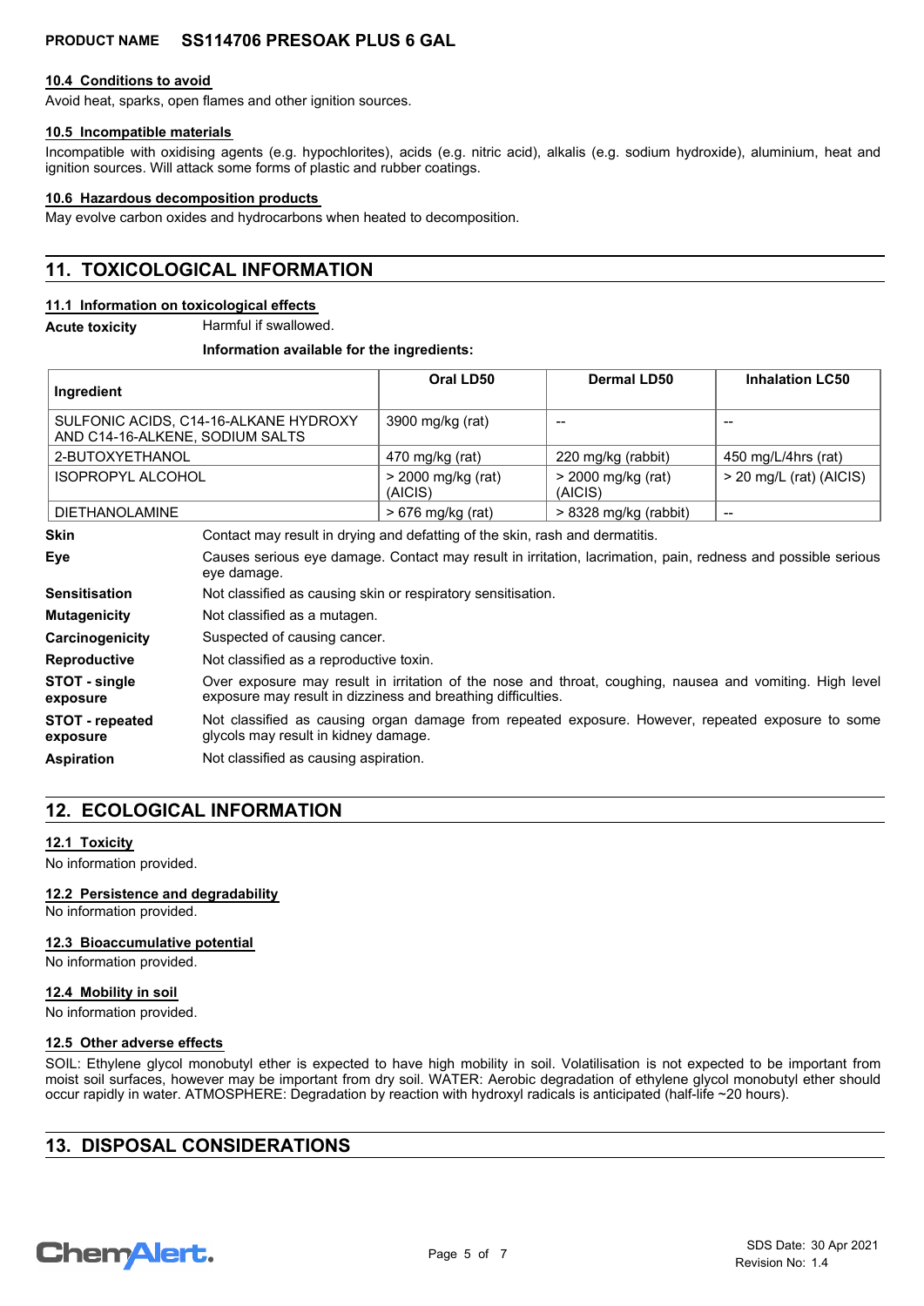#### 10.4 Conditions to avoid

Avoid heat, sparks, open flames and other ignition sources.

#### 10.5 Incompatible materials

Incompatible with oxidising agents (e.g. hypochlorites), acids (e.g. nitric acid), alkalis (e.g. sodium hydroxide), aluminium, heat and ignition sources. Will attack some forms of plastic and rubber coatings.

#### 10.6 Hazardous decomposition products

May evolve carbon oxides and hydrocarbons when heated to decomposition.

## 11. TOXICOLOGICAL INFORMATION

#### 11.1 Information on toxicological effects

**Acute toxicity** Harmful if swallowed.

**Information available for the ingredients:**

| Ingredient | Oral LD50 | Dermal LD50 | Inhalation LC50 |
|---|---|---|---|
| SULFONIC ACIDS, C14-16-ALKANE HYDROXY AND C14-16-ALKENE, SODIUM SALTS | 3900 mg/kg (rat) | -- | -- |
| 2-BUTOXYETHANOL | 470 mg/kg (rat) | 220 mg/kg (rabbit) | 450 mg/L/4hrs (rat) |
| ISOPROPYL ALCOHOL | > 2000 mg/kg (rat) (AICIS) | > 2000 mg/kg (rat) (AICIS) | > 20 mg/L (rat) (AICIS) |
| DIETHANOLAMINE | > 676 mg/kg (rat) | > 8328 mg/kg (rabbit) | -- |

**Skin** Contact may result in drying and defatting of the skin, rash and dermatitis.

**Eye** Causes serious eye damage. Contact may result in irritation, lacrimation, pain, redness and possible serious eye damage.

**Sensitisation** Not classified as causing skin or respiratory sensitisation.

**Mutagenicity** Not classified as a mutagen.

**Carcinogenicity** Suspected of causing cancer.

**Reproductive** Not classified as a reproductive toxin.

**STOT - single exposure** Over exposure may result in irritation of the nose and throat, coughing, nausea and vomiting. High level exposure may result in dizziness and breathing difficulties.

**STOT - repeated exposure** Not classified as causing organ damage from repeated exposure. However, repeated exposure to some glycols may result in kidney damage.

**Aspiration** Not classified as causing aspiration.

## 12. ECOLOGICAL INFORMATION

#### 12.1 Toxicity

No information provided.

#### 12.2 Persistence and degradability

No information provided.

#### 12.3 Bioaccumulative potential

No information provided.

#### 12.4 Mobility in soil

No information provided.

#### 12.5 Other adverse effects

SOIL: Ethylene glycol monobutyl ether is expected to have high mobility in soil. Volatilisation is not expected to be important from moist soil surfaces, however may be important from dry soil. WATER: Aerobic degradation of ethylene glycol monobutyl ether should occur rapidly in water. ATMOSPHERE: Degradation by reaction with hydroxyl radicals is anticipated (half-life ~20 hours).

## 13. DISPOSAL CONSIDERATIONS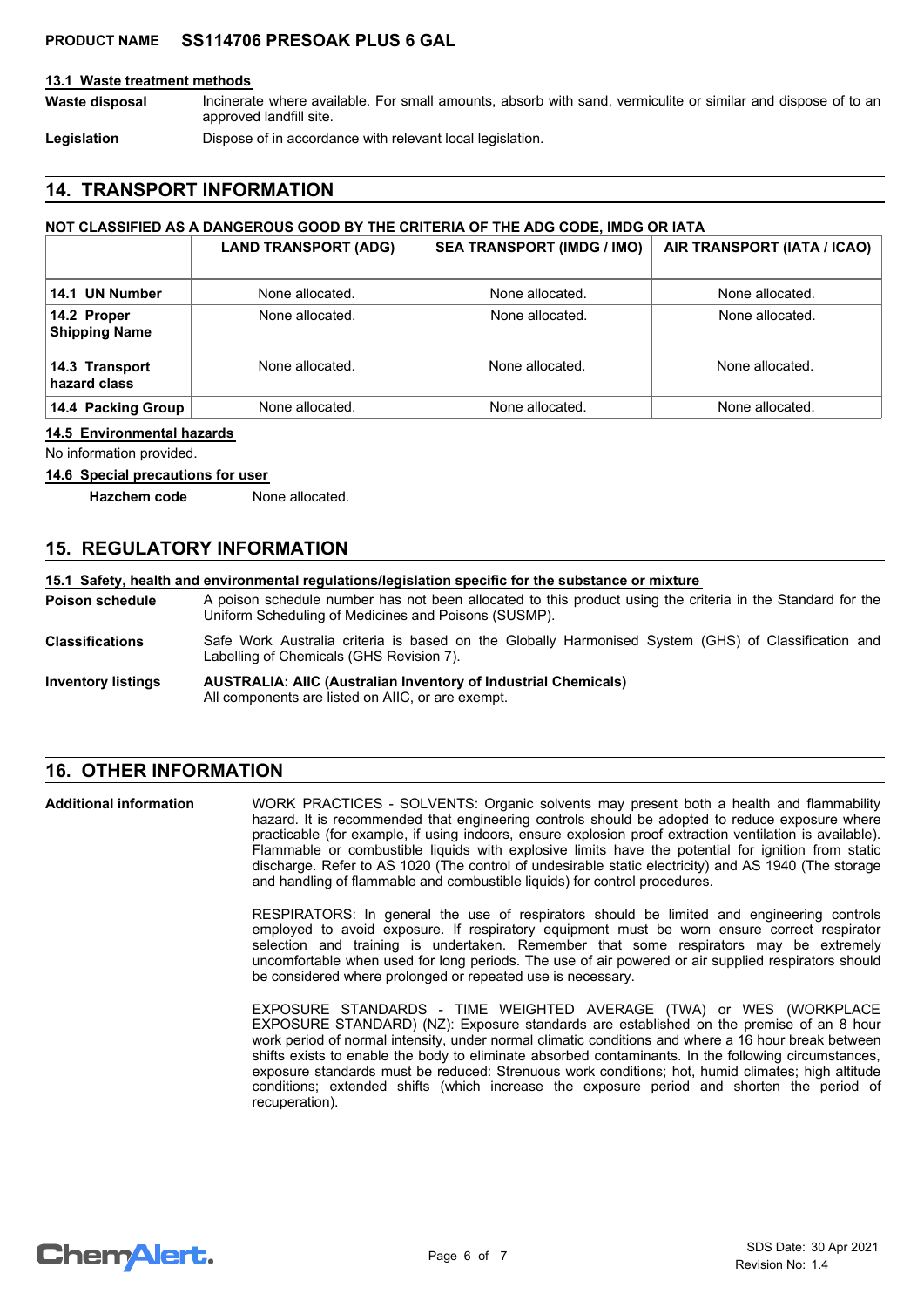### 13.1 Waste treatment methods

**Waste disposal** Incinerate where available. For small amounts, absorb with sand, vermiculite or similar and dispose of to an approved landfill site.

**Legislation** Dispose of in accordance with relevant local legislation.

## 14. TRANSPORT INFORMATION

**NOT CLASSIFIED AS A DANGEROUS GOOD BY THE CRITERIA OF THE ADG CODE, IMDG OR IATA**

| | LAND TRANSPORT (ADG) | SEA TRANSPORT (IMDG / IMO) | AIR TRANSPORT (IATA / ICAO) |
|---|---|---|---|
| **14.1 UN Number** | None allocated. | None allocated. | None allocated. |
| **14.2 Proper Shipping Name** | None allocated. | None allocated. | None allocated. |
| **14.3 Transport hazard class** | None allocated. | None allocated. | None allocated. |
| **14.4 Packing Group** | None allocated. | None allocated. | None allocated. |

### 14.5 Environmental hazards

No information provided.

### 14.6 Special precautions for user

**Hazchem code** None allocated.

## 15. REGULATORY INFORMATION

### 15.1 Safety, health and environmental regulations/legislation specific for the substance or mixture

**Poison schedule** A poison schedule number has not been allocated to this product using the criteria in the Standard for the Uniform Scheduling of Medicines and Poisons (SUSMP).

**Classifications** Safe Work Australia criteria is based on the Globally Harmonised System (GHS) of Classification and Labelling of Chemicals (GHS Revision 7).

**Inventory listings** **AUSTRALIA: AIIC (Australian Inventory of Industrial Chemicals)**
All components are listed on AIIC, or are exempt.

## 16. OTHER INFORMATION

**Additional information**

WORK PRACTICES - SOLVENTS: Organic solvents may present both a health and flammability hazard. It is recommended that engineering controls should be adopted to reduce exposure where practicable (for example, if using indoors, ensure explosion proof extraction ventilation is available). Flammable or combustible liquids with explosive limits have the potential for ignition from static discharge. Refer to AS 1020 (The control of undesirable static electricity) and AS 1940 (The storage and handling of flammable and combustible liquids) for control procedures.

RESPIRATORS: In general the use of respirators should be limited and engineering controls employed to avoid exposure. If respiratory equipment must be worn ensure correct respirator selection and training is undertaken. Remember that some respirators may be extremely uncomfortable when used for long periods. The use of air powered or air supplied respirators should be considered where prolonged or repeated use is necessary.

EXPOSURE STANDARDS - TIME WEIGHTED AVERAGE (TWA) or WES (WORKPLACE EXPOSURE STANDARD) (NZ): Exposure standards are established on the premise of an 8 hour work period of normal intensity, under normal climatic conditions and where a 16 hour break between shifts exists to enable the body to eliminate absorbed contaminants. In the following circumstances, exposure standards must be reduced: Strenuous work conditions; hot, humid climates; high altitude conditions; extended shifts (which increase the exposure period and shorten the period of recuperation).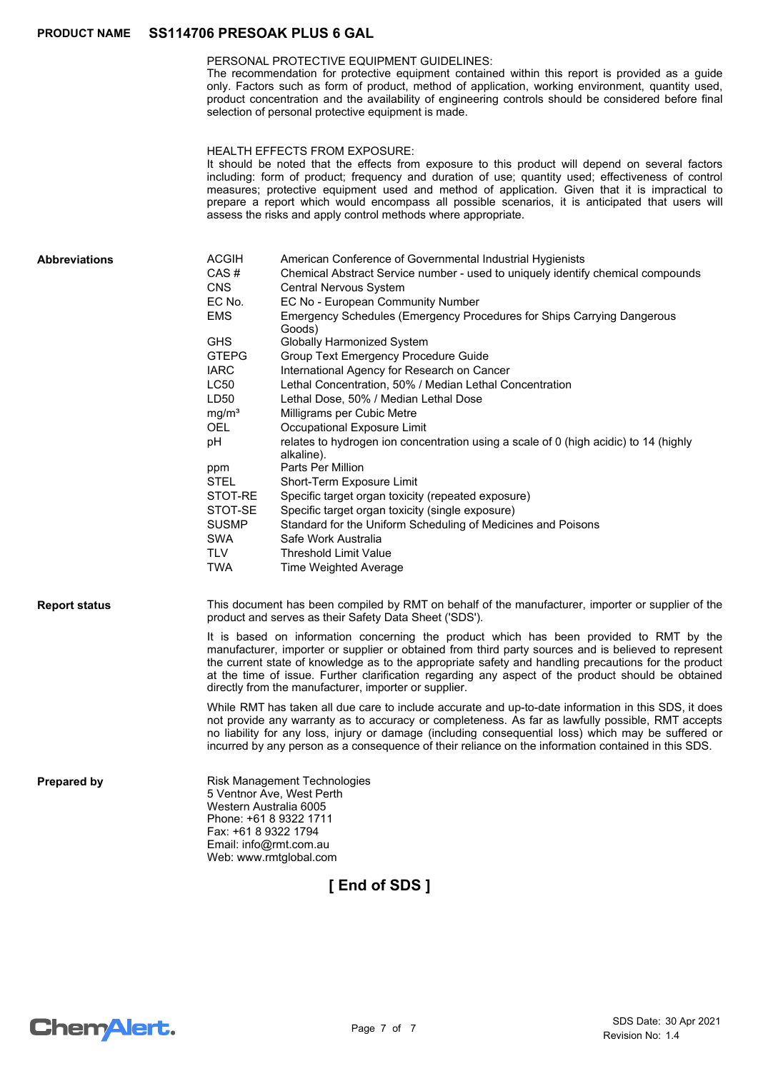PERSONAL PROTECTIVE EQUIPMENT GUIDELINES:
The recommendation for protective equipment contained within this report is provided as a guide only. Factors such as form of product, method of application, working environment, quantity used, product concentration and the availability of engineering controls should be considered before final selection of personal protective equipment is made.

HEALTH EFFECTS FROM EXPOSURE:
It should be noted that the effects from exposure to this product will depend on several factors including: form of product; frequency and duration of use; quantity used; effectiveness of control measures; protective equipment used and method of application. Given that it is impractical to prepare a report which would encompass all possible scenarios, it is anticipated that users will assess the risks and apply control methods where appropriate.

**Abbreviations**

| | |
|---|---|
| ACGIH | American Conference of Governmental Industrial Hygienists |
| CAS # | Chemical Abstract Service number - used to uniquely identify chemical compounds |
| CNS | Central Nervous System |
| EC No. | EC No - European Community Number |
| EMS | Emergency Schedules (Emergency Procedures for Ships Carrying Dangerous Goods) |
| GHS | Globally Harmonized System |
| GTEPG | Group Text Emergency Procedure Guide |
| IARC | International Agency for Research on Cancer |
| LC50 | Lethal Concentration, 50% / Median Lethal Concentration |
| LD50 | Lethal Dose, 50% / Median Lethal Dose |
| mg/m³ | Milligrams per Cubic Metre |
| OEL | Occupational Exposure Limit |
| pH | relates to hydrogen ion concentration using a scale of 0 (high acidic) to 14 (highly alkaline). |
| ppm | Parts Per Million |
| STEL | Short-Term Exposure Limit |
| STOT-RE | Specific target organ toxicity (repeated exposure) |
| STOT-SE | Specific target organ toxicity (single exposure) |
| SUSMP | Standard for the Uniform Scheduling of Medicines and Poisons |
| SWA | Safe Work Australia |
| TLV | Threshold Limit Value |
| TWA | Time Weighted Average |

**Report status**

This document has been compiled by RMT on behalf of the manufacturer, importer or supplier of the product and serves as their Safety Data Sheet ('SDS').

It is based on information concerning the product which has been provided to RMT by the manufacturer, importer or supplier or obtained from third party sources and is believed to represent the current state of knowledge as to the appropriate safety and handling precautions for the product at the time of issue. Further clarification regarding any aspect of the product should be obtained directly from the manufacturer, importer or supplier.

While RMT has taken all due care to include accurate and up-to-date information in this SDS, it does not provide any warranty as to accuracy or completeness. As far as lawfully possible, RMT accepts no liability for any loss, injury or damage (including consequential loss) which may be suffered or incurred by any person as a consequence of their reliance on the information contained in this SDS.

**Prepared by**

Risk Management Technologies
5 Ventnor Ave, West Perth
Western Australia 6005
Phone: +61 8 9322 1711
Fax: +61 8 9322 1794
Email: info@rmt.com.au
Web: www.rmtglobal.com

**[ End of SDS ]**